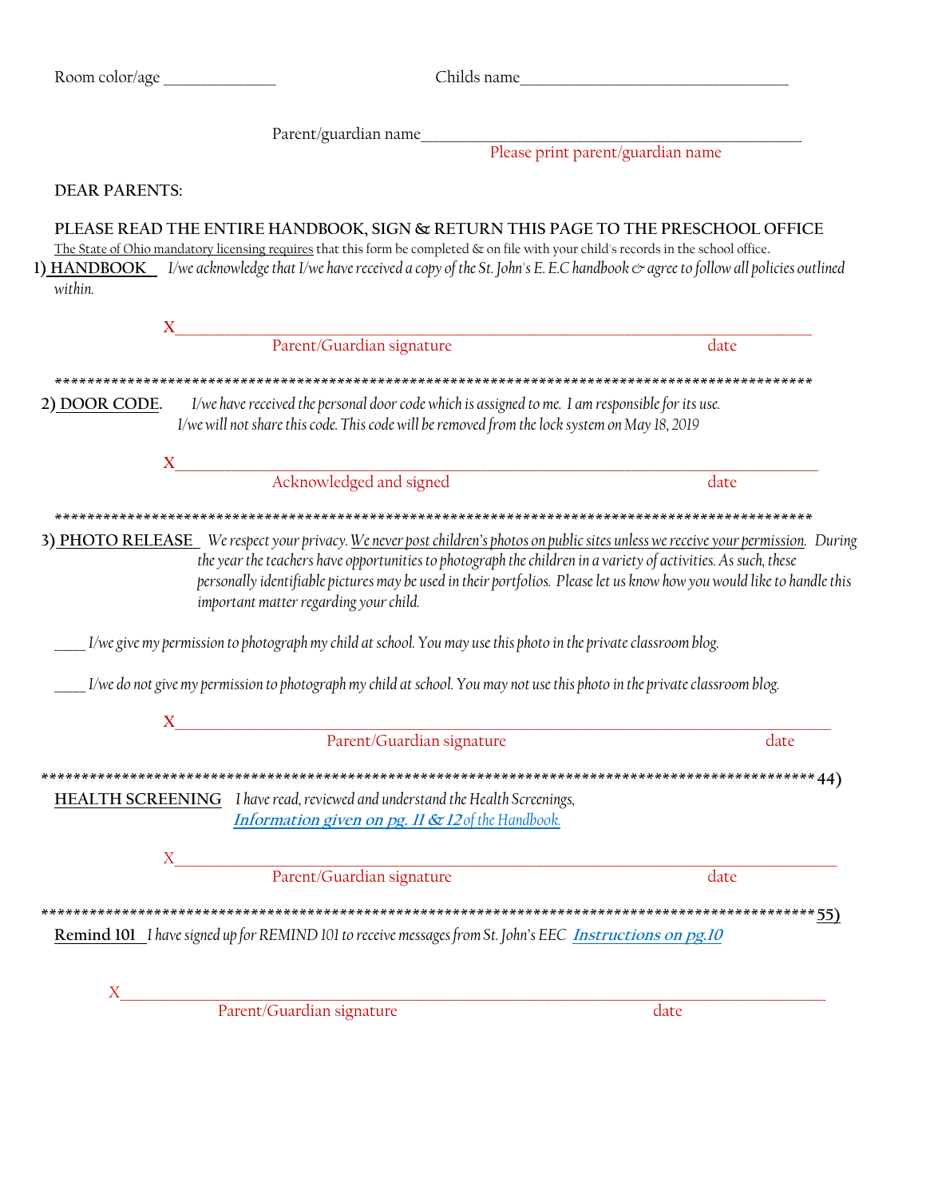Room color/age ______________ Childs name__________________________________

Parent/guardian name________________________________________________

Please print parent/guardian name

DEAR PARENTS:

**PLEASE READ THE ENTIRE HANDBOOK, SIGN & RETURN THIS PAGE TO THE PRESCHOOL OFFICE**

The State of Ohio mandatory licensing requires that this form be completed & on file with your child's records in the school office.

**1) HANDBOOK** *I/we acknowledge that I/we have received a copy of the St. John's E. E.C handbook & agree to follow all policies outlined within.*

X_____________________________________________________________________________

Parent/Guardian signature date

****************************************************************************************************

**2) DOOR CODE.** *I/we have received the personal door code which is assigned to me. I am responsible for its use. I/we will not share this code. This code will be removed from the lock system on May 18, 2019*

X_____________________________________________________________________________

Acknowledged and signed date

****************************************************************************************************

**3) PHOTO RELEASE** *We respect your privacy. We never post children's photos on public sites unless we receive your permission. During the year the teachers have opportunities to photograph the children in a variety of activities. As such, these personally identifiable pictures may be used in their portfolios. Please let us know how you would like to handle this important matter regarding your child.*

____ *I/we give my permission to photograph my child at school. You may use this photo in the private classroom blog.*

____ *I/we do not give my permission to photograph my child at school. You may not use this photo in the private classroom blog.*

X_____________________________________________________________________________

Parent/Guardian signature date

****************************************************************************************************44)

**HEALTH SCREENING** *I have read, reviewed and understand the Health Screenings,* ***Information given on pg. 11 & 12*** *of the Handbook.*

X_____________________________________________________________________________

Parent/Guardian signature date

****************************************************************************************************55)

**Remind 101** *I have signed up for REMIND 101 to receive messages from St. John's EEC* ***Instructions on pg.10***

X_____________________________________________________________________________

Parent/Guardian signature date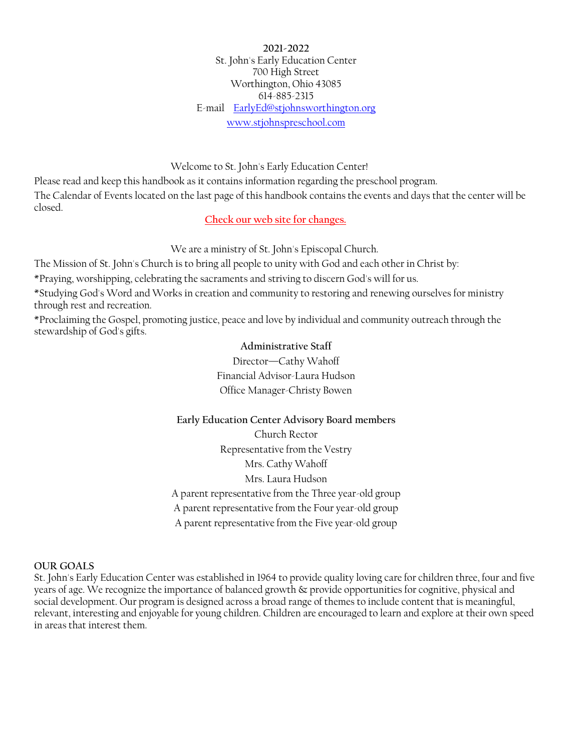**2021-2022**

St. John's Early Education Center
700 High Street
Worthington, Ohio 43085
614-885-2315
E-mail [EarlyEd@stjohnsworthington.org](mailto:EarlyEd@stjohnsworthington.org)
[www.stjohnspreschool.com](http://www.stjohnspreschool.com)

Welcome to St. John's Early Education Center!

Please read and keep this handbook as it contains information regarding the preschool program.

The Calendar of Events located on the last page of this handbook contains the events and days that the center will be closed.

Check our web site for changes.

We are a ministry of St. John's Episcopal Church.

The Mission of St. John's Church is to bring all people to unity with God and each other in Christ by:

*Praying, worshipping, celebrating the sacraments and striving to discern God's will for us.

*Studying God's Word and Works in creation and community to restoring and renewing ourselves for ministry through rest and recreation.

*Proclaiming the Gospel, promoting justice, peace and love by individual and community outreach through the stewardship of God's gifts.

**Administrative Staff**

Director—Cathy Wahoff
Financial Advisor-Laura Hudson
Office Manager-Christy Bowen

**Early Education Center Advisory Board members**

Church Rector
Representative from the Vestry
Mrs. Cathy Wahoff
Mrs. Laura Hudson
A parent representative from the Three year-old group
A parent representative from the Four year-old group
A parent representative from the Five year-old group

**OUR GOALS**

St. John's Early Education Center was established in 1964 to provide quality loving care for children three, four and five years of age. We recognize the importance of balanced growth & provide opportunities for cognitive, physical and social development. Our program is designed across a broad range of themes to include content that is meaningful, relevant, interesting and enjoyable for young children. Children are encouraged to learn and explore at their own speed in areas that interest them.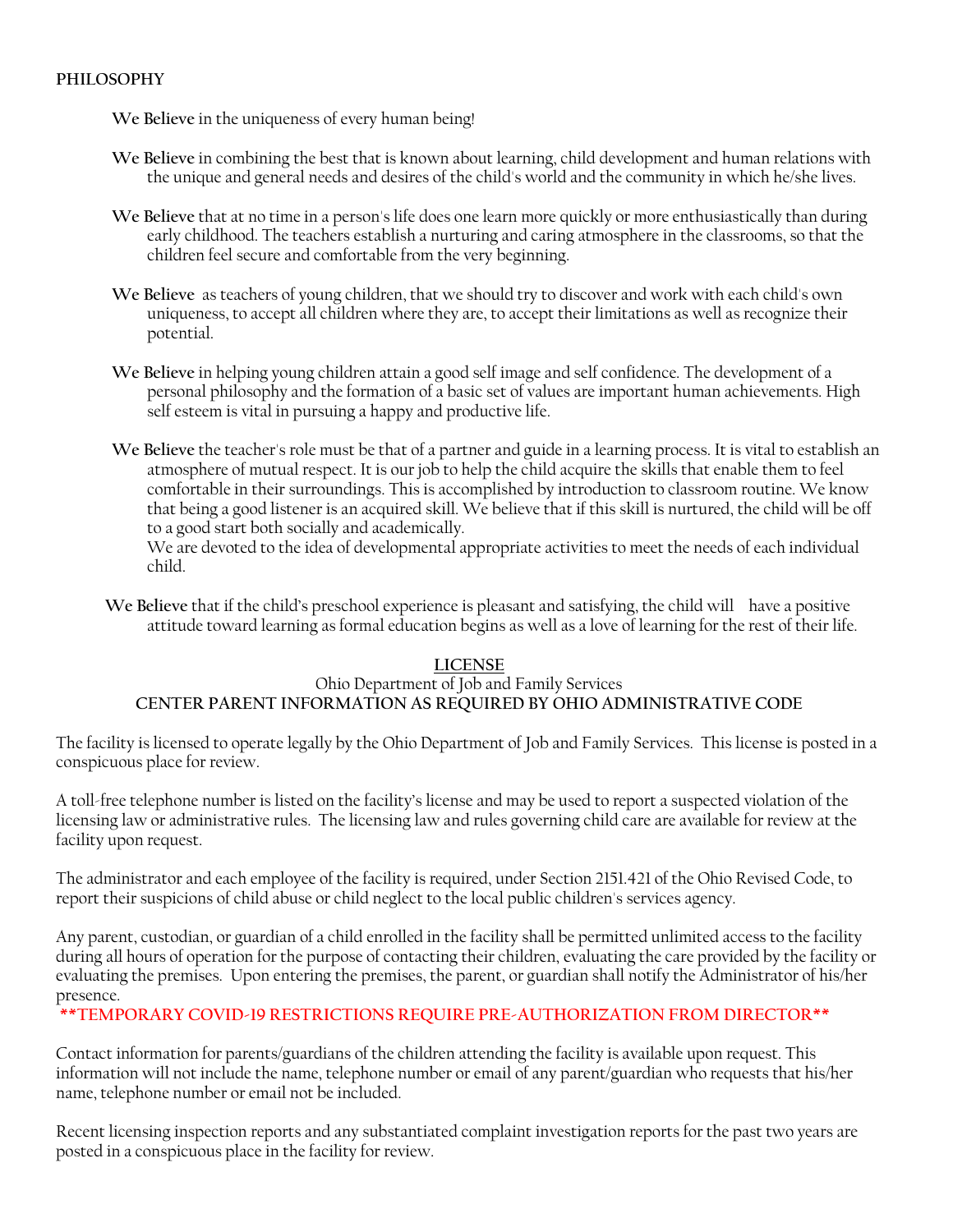## PHILOSOPHY

**We Believe** in the uniqueness of every human being!

**We Believe** in combining the best that is known about learning, child development and human relations with the unique and general needs and desires of the child's world and the community in which he/she lives.

**We Believe** that at no time in a person's life does one learn more quickly or more enthusiastically than during early childhood. The teachers establish a nurturing and caring atmosphere in the classrooms, so that the children feel secure and comfortable from the very beginning.

**We Believe** as teachers of young children, that we should try to discover and work with each child's own uniqueness, to accept all children where they are, to accept their limitations as well as recognize their potential.

**We Believe** in helping young children attain a good self image and self confidence. The development of a personal philosophy and the formation of a basic set of values are important human achievements. High self esteem is vital in pursuing a happy and productive life.

**We Believe** the teacher's role must be that of a partner and guide in a learning process. It is vital to establish an atmosphere of mutual respect. It is our job to help the child acquire the skills that enable them to feel comfortable in their surroundings. This is accomplished by introduction to classroom routine. We know that being a good listener is an acquired skill. We believe that if this skill is nurtured, the child will be off to a good start both socially and academically.
We are devoted to the idea of developmental appropriate activities to meet the needs of each individual child.

**We Believe** that if the child's preschool experience is pleasant and satisfying, the child will have a positive attitude toward learning as formal education begins as well as a love of learning for the rest of their life.

## LICENSE

Ohio Department of Job and Family Services

**CENTER PARENT INFORMATION AS REQUIRED BY OHIO ADMINISTRATIVE CODE**

The facility is licensed to operate legally by the Ohio Department of Job and Family Services. This license is posted in a conspicuous place for review.

A toll-free telephone number is listed on the facility's license and may be used to report a suspected violation of the licensing law or administrative rules. The licensing law and rules governing child care are available for review at the facility upon request.

The administrator and each employee of the facility is required, under Section 2151.421 of the Ohio Revised Code, to report their suspicions of child abuse or child neglect to the local public children's services agency.

Any parent, custodian, or guardian of a child enrolled in the facility shall be permitted unlimited access to the facility during all hours of operation for the purpose of contacting their children, evaluating the care provided by the facility or evaluating the premises. Upon entering the premises, the parent, or guardian shall notify the Administrator of his/her presence.

**\*\*TEMPORARY COVID-19 RESTRICTIONS REQUIRE PRE-AUTHORIZATION FROM DIRECTOR\*\***

Contact information for parents/guardians of the children attending the facility is available upon request. This information will not include the name, telephone number or email of any parent/guardian who requests that his/her name, telephone number or email not be included.

Recent licensing inspection reports and any substantiated complaint investigation reports for the past two years are posted in a conspicuous place in the facility for review.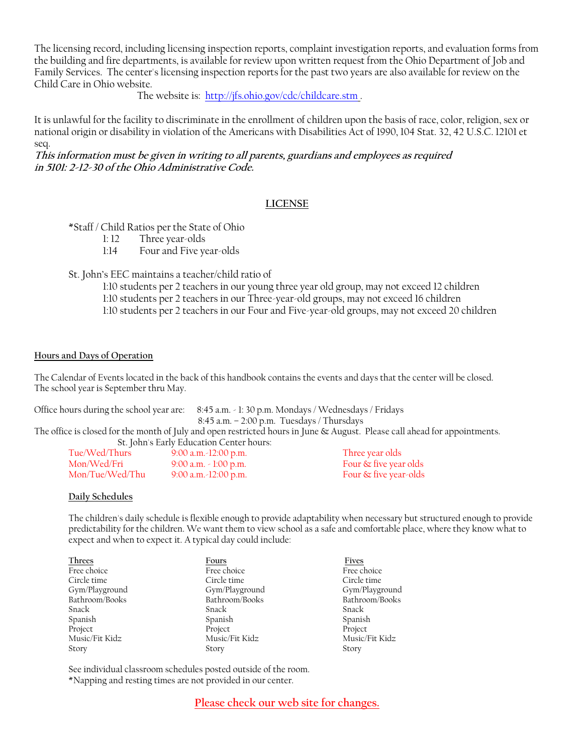The licensing record, including licensing inspection reports, complaint investigation reports, and evaluation forms from the building and fire departments, is available for review upon written request from the Ohio Department of Job and Family Services. The center's licensing inspection reports for the past two years are also available for review on the Child Care in Ohio website.

The website is: http://jfs.ohio.gov/cdc/childcare.stm .

It is unlawful for the facility to discriminate in the enrollment of children upon the basis of race, color, religion, sex or national origin or disability in violation of the Americans with Disabilities Act of 1990, 104 Stat. 32, 42 U.S.C. 12101 et seq.

***This information must be given in writing to all parents, guardians and employees as required in 5101: 2-12-30 of the Ohio Administrative Code.***

## LICENSE

*Staff / Child Ratios per the State of Ohio

- 1: 12 Three year-olds
- 1:14 Four and Five year-olds

St. John's EEC maintains a teacher/child ratio of

- 1:10 students per 2 teachers in our young three year old group, may not exceed 12 children
- 1:10 students per 2 teachers in our Three-year-old groups, may not exceed 16 children
- 1:10 students per 2 teachers in our Four and Five-year-old groups, may not exceed 20 children

## Hours and Days of Operation

The Calendar of Events located in the back of this handbook contains the events and days that the center will be closed. The school year is September thru May.

Office hours during the school year are: 8:45 a.m. - 1: 30 p.m. Mondays / Wednesdays / Fridays
8:45 a.m. – 2:00 p.m. Tuesdays / Thursdays

The office is closed for the month of July and open restricted hours in June & August. Please call ahead for appointments.

St. John's Early Education Center hours:

| | | |
|---|---|---|
| Tue/Wed/Thurs | 9:00 a.m.-12:00 p.m. | Three year olds |
| Mon/Wed/Fri | 9:00 a.m. - 1:00 p.m. | Four & five year olds |
| Mon/Tue/Wed/Thu | 9:00 a.m.-12:00 p.m. | Four & five year-olds |

### Daily Schedules

The children's daily schedule is flexible enough to provide adaptability when necessary but structured enough to provide predictability for the children. We want them to view school as a safe and comfortable place, where they know what to expect and when to expect it. A typical day could include:

| Threes | Fours | Fives |
|---|---|---|
| Free choice | Free choice | Free choice |
| Circle time | Circle time | Circle time |
| Gym/Playground | Gym/Playground | Gym/Playground |
| Bathroom/Books | Bathroom/Books | Bathroom/Books |
| Snack | Snack | Snack |
| Spanish | Spanish | Spanish |
| Project | Project | Project |
| Music/Fit Kidz | Music/Fit Kidz | Music/Fit Kidz |
| Story | Story | Story |

See individual classroom schedules posted outside of the room.
*Napping and resting times are not provided in our center.

Please check our web site for changes.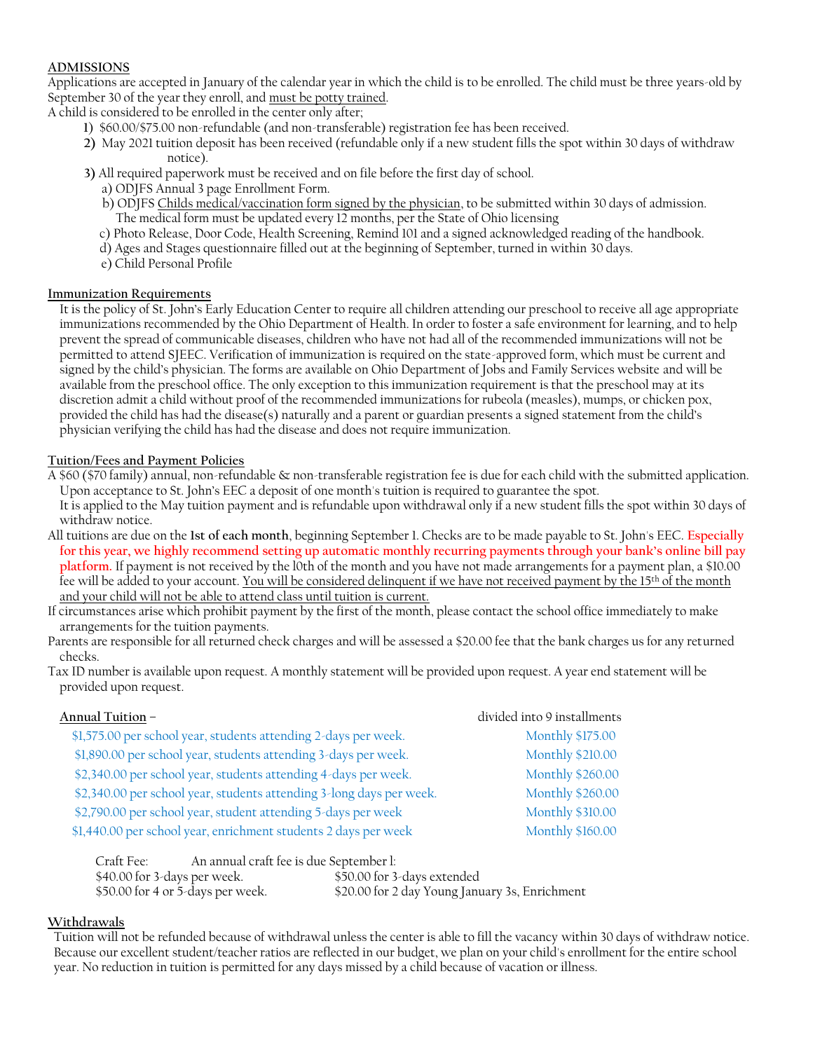## ADMISSIONS

Applications are accepted in January of the calendar year in which the child is to be enrolled. The child must be three years-old by September 30 of the year they enroll, and must be potty trained.

A child is considered to be enrolled in the center only after;

1) $60.00/$75.00 non-refundable (and non-transferable) registration fee has been received.
2) May 2021 tuition deposit has been received (refundable only if a new student fills the spot within 30 days of withdraw notice).
3) All required paperwork must be received and on file before the first day of school.
   - a) ODJFS Annual 3 page Enrollment Form.
   - b) ODJFS Childs medical/vaccination form signed by the physician, to be submitted within 30 days of admission. The medical form must be updated every 12 months, per the State of Ohio licensing
   - c) Photo Release, Door Code, Health Screening, Remind 101 and a signed acknowledged reading of the handbook.
   - d) Ages and Stages questionnaire filled out at the beginning of September, turned in within 30 days.
   - e) Child Personal Profile

## Immunization Requirements

It is the policy of St. John's Early Education Center to require all children attending our preschool to receive all age appropriate immunizations recommended by the Ohio Department of Health. In order to foster a safe environment for learning, and to help prevent the spread of communicable diseases, children who have not had all of the recommended immunizations will not be permitted to attend SJEEC. Verification of immunization is required on the state-approved form, which must be current and signed by the child's physician. The forms are available on Ohio Department of Jobs and Family Services website and will be available from the preschool office. The only exception to this immunization requirement is that the preschool may at its discretion admit a child without proof of the recommended immunizations for rubeola (measles), mumps, or chicken pox, provided the child has had the disease(s) naturally and a parent or guardian presents a signed statement from the child's physician verifying the child has had the disease and does not require immunization.

## Tuition/Fees and Payment Policies

A $60 ($70 family) annual, non-refundable & non-transferable registration fee is due for each child with the submitted application. Upon acceptance to St. John's EEC a deposit of one month's tuition is required to guarantee the spot. It is applied to the May tuition payment and is refundable upon withdrawal only if a new student fills the spot within 30 days of withdraw notice.

All tuitions are due on the **1st of each month**, beginning September 1. Checks are to be made payable to St. John's EEC. **Especially for this year, we highly recommend setting up automatic monthly recurring payments through your bank's online bill pay platform.** If payment is not received by the 10th of the month and you have not made arrangements for a payment plan, a $10.00 fee will be added to your account. You will be considered delinquent if we have not received payment by the 15th of the month and your child will not be able to attend class until tuition is current.

If circumstances arise which prohibit payment by the first of the month, please contact the school office immediately to make arrangements for the tuition payments.

Parents are responsible for all returned check charges and will be assessed a $20.00 fee that the bank charges us for any returned checks.

Tax ID number is available upon request. A monthly statement will be provided upon request. A year end statement will be provided upon request.

| Annual Tuition – | divided into 9 installments |
|---|---|
| $1,575.00 per school year, students attending 2-days per week. | Monthly $175.00 |
| $1,890.00 per school year, students attending 3-days per week. | Monthly $210.00 |
| $2,340.00 per school year, students attending 4-days per week. | Monthly $260.00 |
| $2,340.00 per school year, students attending 3-long days per week. | Monthly $260.00 |
| $2,790.00 per school year, student attending 5-days per week | Monthly $310.00 |
| $1,440.00 per school year, enrichment students 2 days per week | Monthly $160.00 |

Craft Fee: An annual craft fee is due September 1:

| | |
|---|---|
| $40.00 for 3-days per week. | $50.00 for 3-days extended |
| $50.00 for 4 or 5-days per week. | $20.00 for 2 day Young January 3s, Enrichment |

## Withdrawals

Tuition will not be refunded because of withdrawal unless the center is able to fill the vacancy within 30 days of withdraw notice. Because our excellent student/teacher ratios are reflected in our budget, we plan on your child's enrollment for the entire school year. No reduction in tuition is permitted for any days missed by a child because of vacation or illness.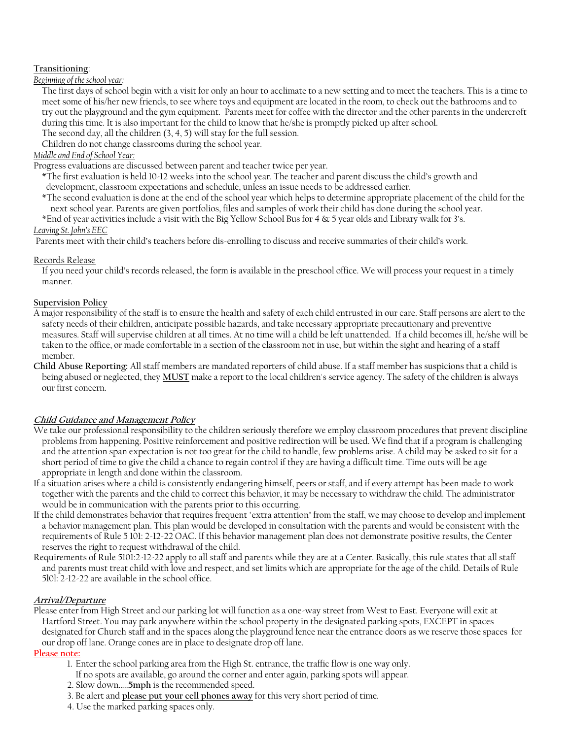**Transitioning**:

*Beginning of the school year:*

The first days of school begin with a visit for only an hour to acclimate to a new setting and to meet the teachers. This is a time to meet some of his/her new friends, to see where toys and equipment are located in the room, to check out the bathrooms and to try out the playground and the gym equipment. Parents meet for coffee with the director and the other parents in the undercroft during this time. It is also important for the child to know that he/she is promptly picked up after school.

The second day, all the children (3, 4, 5) will stay for the full session.

Children do not change classrooms during the school year.

*Middle and End of School Year:*

Progress evaluations are discussed between parent and teacher twice per year.

*The first evaluation is held 10-12 weeks into the school year. The teacher and parent discuss the child's growth and development, classroom expectations and schedule, unless an issue needs to be addressed earlier.

*The second evaluation is done at the end of the school year which helps to determine appropriate placement of the child for the next school year. Parents are given portfolios, files and samples of work their child has done during the school year.

*End of year activities include a visit with the Big Yellow School Bus for 4 & 5 year olds and Library walk for 3's.

*Leaving St. John's EEC*

Parents meet with their child's teachers before dis-enrolling to discuss and receive summaries of their child's work.

Records Release

If you need your child's records released, the form is available in the preschool office. We will process your request in a timely manner.

**Supervision Policy**

A major responsibility of the staff is to ensure the health and safety of each child entrusted in our care. Staff persons are alert to the safety needs of their children, anticipate possible hazards, and take necessary appropriate precautionary and preventive measures. Staff will supervise children at all times. At no time will a child be left unattended. If a child becomes ill, he/she will be taken to the office, or made comfortable in a section of the classroom not in use, but within the sight and hearing of a staff member.

**Child Abuse Reporting:** All staff members are mandated reporters of child abuse. If a staff member has suspicions that a child is being abused or neglected, they **MUST** make a report to the local children's service agency. The safety of the children is always our first concern.

***Child Guidance and Management Policy***

We take our professional responsibility to the children seriously therefore we employ classroom procedures that prevent discipline problems from happening. Positive reinforcement and positive redirection will be used. We find that if a program is challenging and the attention span expectation is not too great for the child to handle, few problems arise. A child may be asked to sit for a short period of time to give the child a chance to regain control if they are having a difficult time. Time outs will be age appropriate in length and done within the classroom.

If a situation arises where a child is consistently endangering himself, peers or staff, and if every attempt has been made to work together with the parents and the child to correct this behavior, it may be necessary to withdraw the child. The administrator would be in communication with the parents prior to this occurring.

If the child demonstrates behavior that requires frequent "extra attention" from the staff, we may choose to develop and implement a behavior management plan. This plan would be developed in consultation with the parents and would be consistent with the requirements of Rule 5 101: 2-12-22 OAC. If this behavior management plan does not demonstrate positive results, the Center reserves the right to request withdrawal of the child.

Requirements of Rule 5101:2-12-22 apply to all staff and parents while they are at a Center. Basically, this rule states that all staff and parents must treat child with love and respect, and set limits which are appropriate for the age of the child. Details of Rule 5101: 2-12-22 are available in the school office.

***Arrival/Departure***

Please enter from High Street and our parking lot will function as a one-way street from West to East. Everyone will exit at Hartford Street. You may park anywhere within the school property in the designated parking spots, EXCEPT in spaces designated for Church staff and in the spaces along the playground fence near the entrance doors as we reserve those spaces for our drop off lane. Orange cones are in place to designate drop off lane.

**Please note:**

1. Enter the school parking area from the High St. entrance, the traffic flow is one way only.
   If no spots are available, go around the corner and enter again, parking spots will appear.
2. Slow down.....**5mph** is the recommended speed.
3. Be alert and **please put your cell phones away** for this very short period of time.
4. Use the marked parking spaces only.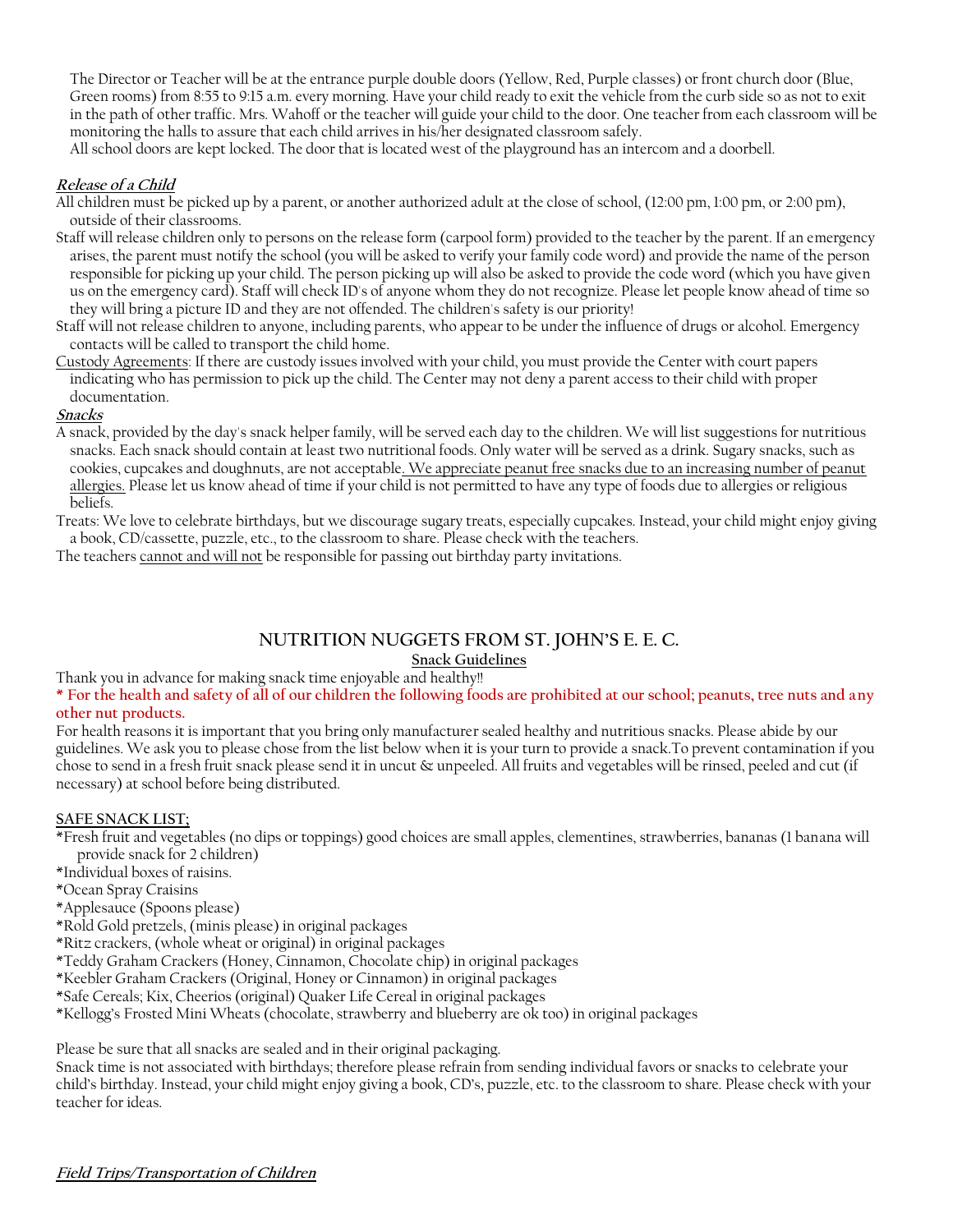The Director or Teacher will be at the entrance purple double doors (Yellow, Red, Purple classes) or front church door (Blue, Green rooms) from 8:55 to 9:15 a.m. every morning. Have your child ready to exit the vehicle from the curb side so as not to exit in the path of other traffic. Mrs. Wahoff or the teacher will guide your child to the door. One teacher from each classroom will be monitoring the halls to assure that each child arrives in his/her designated classroom safely.

All school doors are kept locked. The door that is located west of the playground has an intercom and a doorbell.

***Release of a Child***

All children must be picked up by a parent, or another authorized adult at the close of school, (12:00 pm, 1:00 pm, or 2:00 pm), outside of their classrooms.

Staff will release children only to persons on the release form (carpool form) provided to the teacher by the parent. If an emergency arises, the parent must notify the school (you will be asked to verify your family code word) and provide the name of the person responsible for picking up your child. The person picking up will also be asked to provide the code word (which you have given us on the emergency card). Staff will check ID's of anyone whom they do not recognize. Please let people know ahead of time so they will bring a picture ID and they are not offended. The children's safety is our priority!

Staff will not release children to anyone, including parents, who appear to be under the influence of drugs or alcohol. Emergency contacts will be called to transport the child home.

Custody Agreements: If there are custody issues involved with your child, you must provide the Center with court papers indicating who has permission to pick up the child. The Center may not deny a parent access to their child with proper documentation.

***Snacks***

A snack, provided by the day's snack helper family, will be served each day to the children. We will list suggestions for nutritious snacks. Each snack should contain at least two nutritional foods. Only water will be served as a drink. Sugary snacks, such as cookies, cupcakes and doughnuts, are not acceptable. We appreciate peanut free snacks due to an increasing number of peanut allergies. Please let us know ahead of time if your child is not permitted to have any type of foods due to allergies or religious beliefs.

Treats: We love to celebrate birthdays, but we discourage sugary treats, especially cupcakes. Instead, your child might enjoy giving a book, CD/cassette, puzzle, etc., to the classroom to share. Please check with the teachers.

The teachers cannot and will not be responsible for passing out birthday party invitations.

## NUTRITION NUGGETS FROM ST. JOHN'S E. E. C.

**Snack Guidelines**

Thank you in advance for making snack time enjoyable and healthy!!

**\* For the health and safety of all of our children the following foods are prohibited at our school; peanuts, tree nuts and any other nut products.**

For health reasons it is important that you bring only manufacturer sealed healthy and nutritious snacks. Please abide by our guidelines. We ask you to please chose from the list below when it is your turn to provide a snack.To prevent contamination if you chose to send in a fresh fruit snack please send it in uncut & unpeeled. All fruits and vegetables will be rinsed, peeled and cut (if necessary) at school before being distributed.

**SAFE SNACK LIST;**

*Fresh fruit and vegetables (no dips or toppings) good choices are small apples, clementines, strawberries, bananas (1 banana will provide snack for 2 children)
*Individual boxes of raisins.
*Ocean Spray Craisins
*Applesauce (Spoons please)
*Rold Gold pretzels, (minis please) in original packages
*Ritz crackers, (whole wheat or original) in original packages
*Teddy Graham Crackers (Honey, Cinnamon, Chocolate chip) in original packages
*Keebler Graham Crackers (Original, Honey or Cinnamon) in original packages
*Safe Cereals; Kix, Cheerios (original) Quaker Life Cereal in original packages
*Kellogg's Frosted Mini Wheats (chocolate, strawberry and blueberry are ok too) in original packages

Please be sure that all snacks are sealed and in their original packaging.

Snack time is not associated with birthdays; therefore please refrain from sending individual favors or snacks to celebrate your child's birthday. Instead, your child might enjoy giving a book, CD's, puzzle, etc. to the classroom to share. Please check with your teacher for ideas.

***Field Trips/Transportation of Children***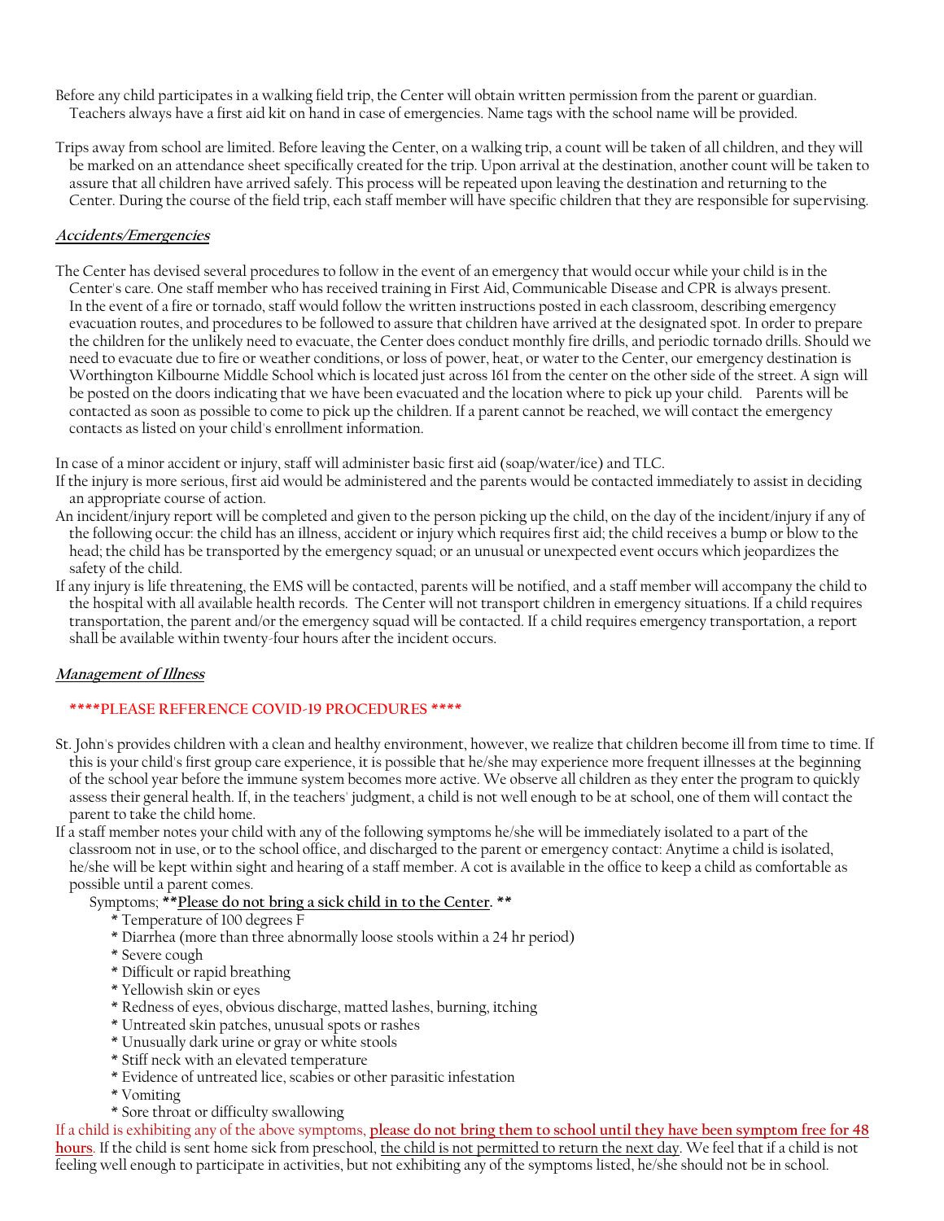Before any child participates in a walking field trip, the Center will obtain written permission from the parent or guardian. Teachers always have a first aid kit on hand in case of emergencies. Name tags with the school name will be provided.

Trips away from school are limited. Before leaving the Center, on a walking trip, a count will be taken of all children, and they will be marked on an attendance sheet specifically created for the trip. Upon arrival at the destination, another count will be taken to assure that all children have arrived safely. This process will be repeated upon leaving the destination and returning to the Center. During the course of the field trip, each staff member will have specific children that they are responsible for supervising.

## ***Accidents/Emergencies***

The Center has devised several procedures to follow in the event of an emergency that would occur while your child is in the Center's care. One staff member who has received training in First Aid, Communicable Disease and CPR is always present. In the event of a fire or tornado, staff would follow the written instructions posted in each classroom, describing emergency evacuation routes, and procedures to be followed to assure that children have arrived at the designated spot. In order to prepare the children for the unlikely need to evacuate, the Center does conduct monthly fire drills, and periodic tornado drills. Should we need to evacuate due to fire or weather conditions, or loss of power, heat, or water to the Center, our emergency destination is Worthington Kilbourne Middle School which is located just across 161 from the center on the other side of the street. A sign will be posted on the doors indicating that we have been evacuated and the location where to pick up your child. Parents will be contacted as soon as possible to come to pick up the children. If a parent cannot be reached, we will contact the emergency contacts as listed on your child's enrollment information.

In case of a minor accident or injury, staff will administer basic first aid (soap/water/ice) and TLC.

If the injury is more serious, first aid would be administered and the parents would be contacted immediately to assist in deciding an appropriate course of action.

An incident/injury report will be completed and given to the person picking up the child, on the day of the incident/injury if any of the following occur: the child has an illness, accident or injury which requires first aid; the child receives a bump or blow to the head; the child has be transported by the emergency squad; or an unusual or unexpected event occurs which jeopardizes the safety of the child.

If any injury is life threatening, the EMS will be contacted, parents will be notified, and a staff member will accompany the child to the hospital with all available health records. The Center will not transport children in emergency situations. If a child requires transportation, the parent and/or the emergency squad will be contacted. If a child requires emergency transportation, a report shall be available within twenty-four hours after the incident occurs.

## ***Management of Illness***

**\*\*\*\*PLEASE REFERENCE COVID-19 PROCEDURES \*\*\*\***

St. John's provides children with a clean and healthy environment, however, we realize that children become ill from time to time. If this is your child's first group care experience, it is possible that he/she may experience more frequent illnesses at the beginning of the school year before the immune system becomes more active. We observe all children as they enter the program to quickly assess their general health. If, in the teachers' judgment, a child is not well enough to be at school, one of them will contact the parent to take the child home.

If a staff member notes your child with any of the following symptoms he/she will be immediately isolated to a part of the classroom not in use, or to the school office, and discharged to the parent or emergency contact: Anytime a child is isolated, he/she will be kept within sight and hearing of a staff member. A cot is available in the office to keep a child as comfortable as possible until a parent comes.

Symptoms; **\*\*<u>Please do not bring a sick child in to the Center</u>. \*\***

- \* Temperature of 100 degrees F
- \* Diarrhea (more than three abnormally loose stools within a 24 hr period)
- \* Severe cough
- \* Difficult or rapid breathing
- \* Yellowish skin or eyes
- \* Redness of eyes, obvious discharge, matted lashes, burning, itching
- \* Untreated skin patches, unusual spots or rashes
- \* Unusually dark urine or gray or white stools
- \* Stiff neck with an elevated temperature
- \* Evidence of untreated lice, scabies or other parasitic infestation
- \* Vomiting
- \* Sore throat or difficulty swallowing

If a child is exhibiting any of the above symptoms, **<u>please do not bring them to school until they have been symptom free for 48 hours</u>**. If the child is sent home sick from preschool, <u>the child is not permitted to return the next day</u>. We feel that if a child is not feeling well enough to participate in activities, but not exhibiting any of the symptoms listed, he/she should not be in school.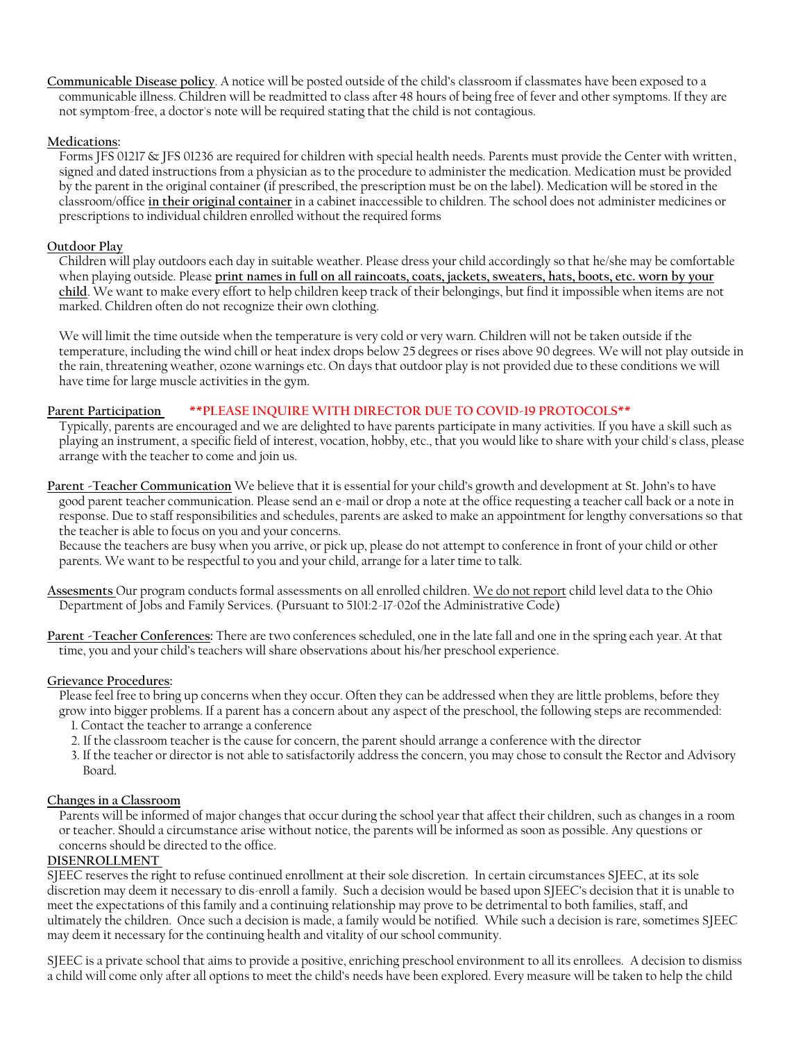**Communicable Disease policy**. A notice will be posted outside of the child's classroom if classmates have been exposed to a communicable illness. Children will be readmitted to class after 48 hours of being free of fever and other symptoms. If they are not symptom-free, a doctor's note will be required stating that the child is not contagious.

**Medications:**

Forms JFS 01217 & JFS 01236 are required for children with special health needs. Parents must provide the Center with written, signed and dated instructions from a physician as to the procedure to administer the medication. Medication must be provided by the parent in the original container (if prescribed, the prescription must be on the label). Medication will be stored in the classroom/office **in their original container** in a cabinet inaccessible to children. The school does not administer medicines or prescriptions to individual children enrolled without the required forms

**Outdoor Play**

Children will play outdoors each day in suitable weather. Please dress your child accordingly so that he/she may be comfortable when playing outside. Please **print names in full on all raincoats, coats, jackets, sweaters, hats, boots, etc. worn by your child**. We want to make every effort to help children keep track of their belongings, but find it impossible when items are not marked. Children often do not recognize their own clothing.

We will limit the time outside when the temperature is very cold or very warn. Children will not be taken outside if the temperature, including the wind chill or heat index drops below 25 degrees or rises above 90 degrees. We will not play outside in the rain, threatening weather, ozone warnings etc. On days that outdoor play is not provided due to these conditions we will have time for large muscle activities in the gym.

**Parent Participation** **\*\*PLEASE INQUIRE WITH DIRECTOR DUE TO COVID-19 PROTOCOLS\*\***

Typically, parents are encouraged and we are delighted to have parents participate in many activities. If you have a skill such as playing an instrument, a specific field of interest, vocation, hobby, etc., that you would like to share with your child's class, please arrange with the teacher to come and join us.

**Parent -Teacher Communication** We believe that it is essential for your child's growth and development at St. John's to have good parent teacher communication. Please send an e-mail or drop a note at the office requesting a teacher call back or a note in response. Due to staff responsibilities and schedules, parents are asked to make an appointment for lengthy conversations so that the teacher is able to focus on you and your concerns.
Because the teachers are busy when you arrive, or pick up, please do not attempt to conference in front of your child or other parents. We want to be respectful to you and your child, arrange for a later time to talk.

**Assesments** Our program conducts formal assessments on all enrolled children. We do not report child level data to the Ohio Department of Jobs and Family Services. (Pursuant to 5101:2-17-02of the Administrative Code)

**Parent -Teacher Conferences:** There are two conferences scheduled, one in the late fall and one in the spring each year. At that time, you and your child's teachers will share observations about his/her preschool experience.

**Grievance Procedures:**

Please feel free to bring up concerns when they occur. Often they can be addressed when they are little problems, before they grow into bigger problems. If a parent has a concern about any aspect of the preschool, the following steps are recommended:

1. Contact the teacher to arrange a conference
2. If the classroom teacher is the cause for concern, the parent should arrange a conference with the director
3. If the teacher or director is not able to satisfactorily address the concern, you may chose to consult the Rector and Advisory Board.

**Changes in a Classroom**

Parents will be informed of major changes that occur during the school year that affect their children, such as changes in a room or teacher. Should a circumstance arise without notice, the parents will be informed as soon as possible. Any questions or concerns should be directed to the office.

**DISENROLLMENT**

SJEEC reserves the right to refuse continued enrollment at their sole discretion. In certain circumstances SJEEC, at its sole discretion may deem it necessary to dis-enroll a family. Such a decision would be based upon SJEEC's decision that it is unable to meet the expectations of this family and a continuing relationship may prove to be detrimental to both families, staff, and ultimately the children. Once such a decision is made, a family would be notified. While such a decision is rare, sometimes SJEEC may deem it necessary for the continuing health and vitality of our school community.

SJEEC is a private school that aims to provide a positive, enriching preschool environment to all its enrollees. A decision to dismiss a child will come only after all options to meet the child's needs have been explored. Every measure will be taken to help the child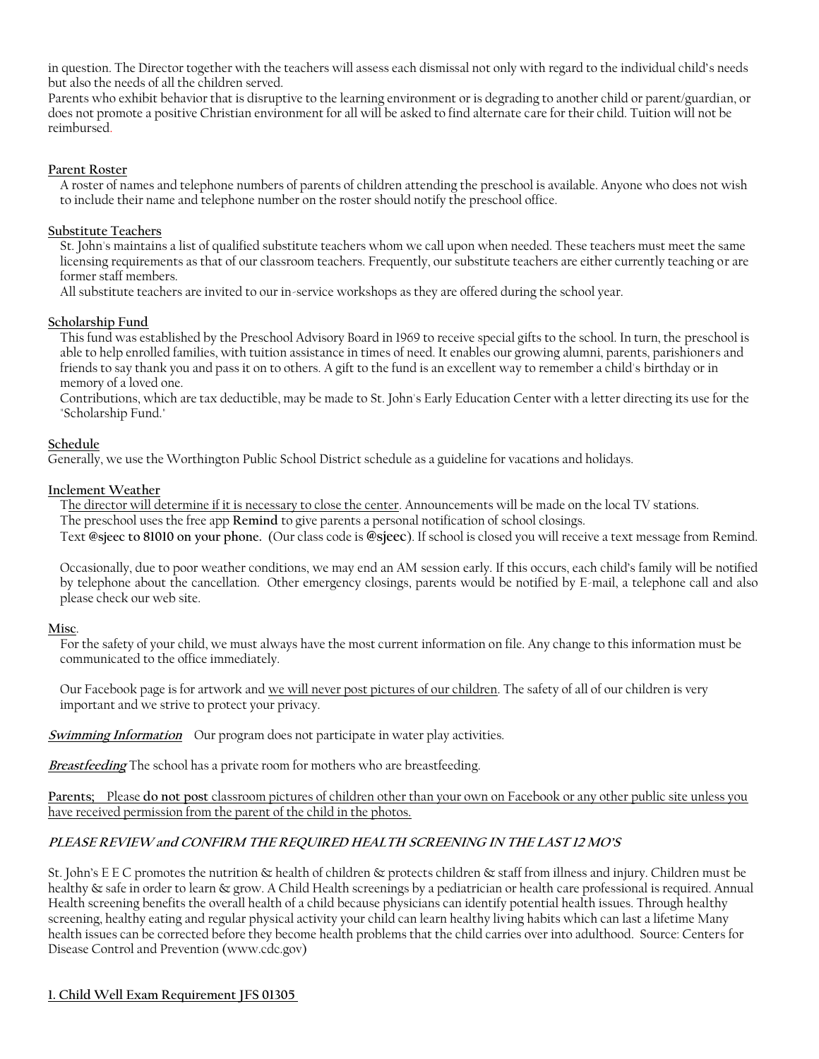in question. The Director together with the teachers will assess each dismissal not only with regard to the individual child's needs but also the needs of all the children served.

Parents who exhibit behavior that is disruptive to the learning environment or is degrading to another child or parent/guardian, or does not promote a positive Christian environment for all will be asked to find alternate care for their child. Tuition will not be reimbursed.

**Parent Roster**

A roster of names and telephone numbers of parents of children attending the preschool is available. Anyone who does not wish to include their name and telephone number on the roster should notify the preschool office.

**Substitute Teachers**

St. John's maintains a list of qualified substitute teachers whom we call upon when needed. These teachers must meet the same licensing requirements as that of our classroom teachers. Frequently, our substitute teachers are either currently teaching or are former staff members.

All substitute teachers are invited to our in-service workshops as they are offered during the school year.

**Scholarship Fund**

This fund was established by the Preschool Advisory Board in 1969 to receive special gifts to the school. In turn, the preschool is able to help enrolled families, with tuition assistance in times of need. It enables our growing alumni, parents, parishioners and friends to say thank you and pass it on to others. A gift to the fund is an excellent way to remember a child's birthday or in memory of a loved one.

Contributions, which are tax deductible, may be made to St. John's Early Education Center with a letter directing its use for the "Scholarship Fund."

**Schedule**

Generally, we use the Worthington Public School District schedule as a guideline for vacations and holidays.

**Inclement Weather**

The director will determine if it is necessary to close the center. Announcements will be made on the local TV stations.
The preschool uses the free app **Remind** to give parents a personal notification of school closings.
Text **@sjeec to 81010 on your phone.** (Our class code is **@sjeec**). If school is closed you will receive a text message from Remind.

Occasionally, due to poor weather conditions, we may end an AM session early. If this occurs, each child's family will be notified by telephone about the cancellation. Other emergency closings, parents would be notified by E-mail, a telephone call and also please check our web site.

**Misc**.

For the safety of your child, we must always have the most current information on file. Any change to this information must be communicated to the office immediately.

Our Facebook page is for artwork and we will never post pictures of our children. The safety of all of our children is very important and we strive to protect your privacy.

***Swimming Information*** Our program does not participate in water play activities.

***Breastfeeding*** The school has a private room for mothers who are breastfeeding.

**Parents;** Please **do not post** classroom pictures of children other than your own on Facebook or any other public site unless you have received permission from the parent of the child in the photos.

***PLEASE REVIEW and CONFIRM THE REQUIRED HEALTH SCREENING IN THE LAST 12 MO'S***

St. John's E E C promotes the nutrition & health of children & protects children & staff from illness and injury. Children must be healthy & safe in order to learn & grow. A Child Health screenings by a pediatrician or health care professional is required. Annual Health screening benefits the overall health of a child because physicians can identify potential health issues. Through healthy screening, healthy eating and regular physical activity your child can learn healthy living habits which can last a lifetime Many health issues can be corrected before they become health problems that the child carries over into adulthood. Source: Centers for Disease Control and Prevention (www.cdc.gov)

**1. Child Well Exam Requirement JFS 01305**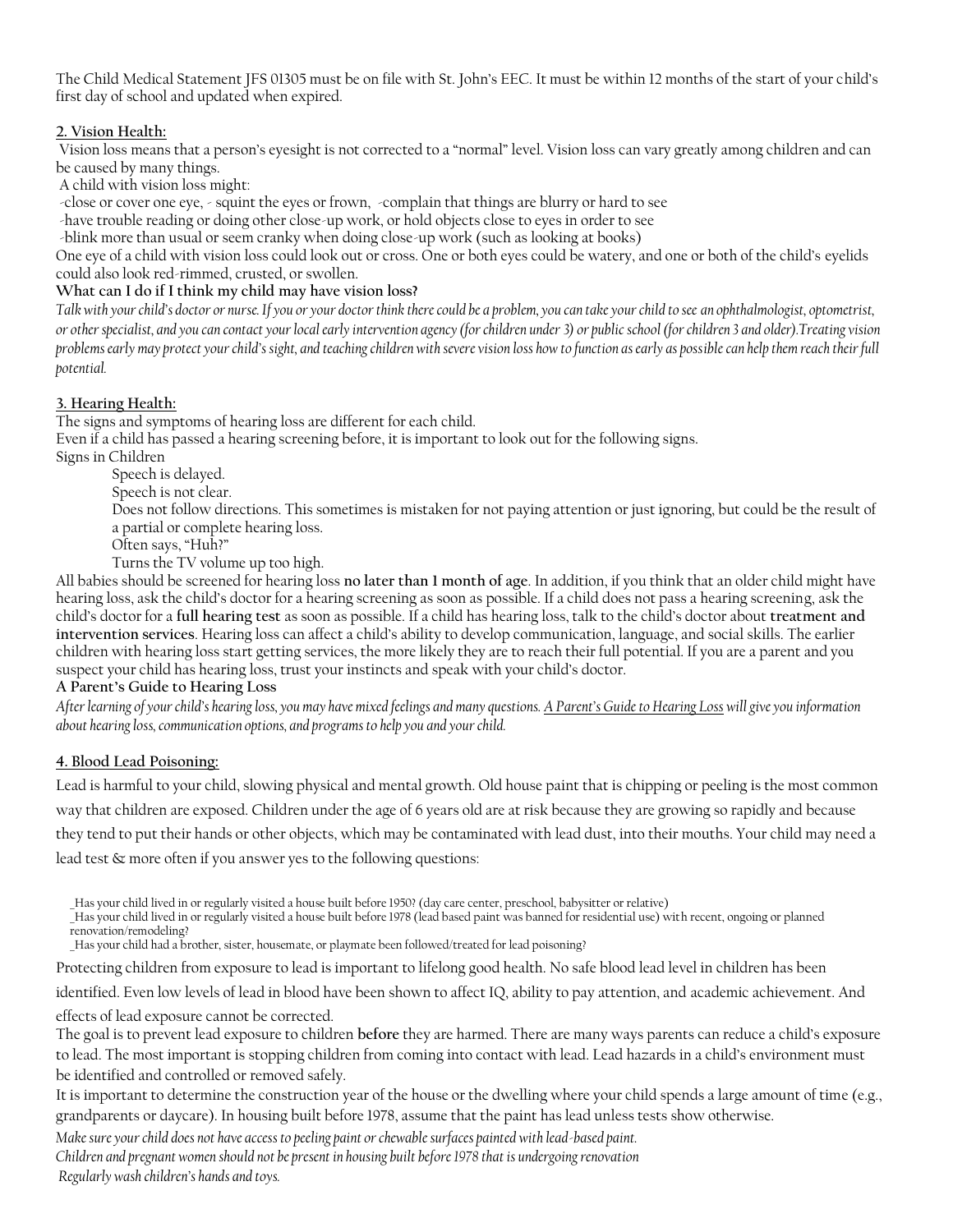The Child Medical Statement JFS 01305 must be on file with St. John's EEC. It must be within 12 months of the start of your child's first day of school and updated when expired.

**2. Vision Health:**

Vision loss means that a person's eyesight is not corrected to a "normal" level. Vision loss can vary greatly among children and can be caused by many things.

A child with vision loss might:

-close or cover one eye, - squint the eyes or frown, -complain that things are blurry or hard to see

-have trouble reading or doing other close-up work, or hold objects close to eyes in order to see

-blink more than usual or seem cranky when doing close-up work (such as looking at books)

One eye of a child with vision loss could look out or cross. One or both eyes could be watery, and one or both of the child's eyelids could also look red-rimmed, crusted, or swollen.

**What can I do if I think my child may have vision loss?**

*Talk with your child's doctor or nurse. If you or your doctor think there could be a problem, you can take your child to see an ophthalmologist, optometrist, or other specialist, and you can contact your local early intervention agency (for children under 3) or public school (for children 3 and older).Treating vision problems early may protect your child's sight, and teaching children with severe vision loss how to function as early as possible can help them reach their full potential.*

**3. Hearing Health:**

The signs and symptoms of hearing loss are different for each child.

Even if a child has passed a hearing screening before, it is important to look out for the following signs.

Signs in Children

Speech is delayed.

Speech is not clear.

Does not follow directions. This sometimes is mistaken for not paying attention or just ignoring, but could be the result of a partial or complete hearing loss.

Often says, "Huh?"

Turns the TV volume up too high.

All babies should be screened for hearing loss **no later than 1 month of age**. In addition, if you think that an older child might have hearing loss, ask the child's doctor for a hearing screening as soon as possible. If a child does not pass a hearing screening, ask the child's doctor for a **full hearing test** as soon as possible. If a child has hearing loss, talk to the child's doctor about **treatment and intervention services**. Hearing loss can affect a child's ability to develop communication, language, and social skills. The earlier children with hearing loss start getting services, the more likely they are to reach their full potential. If you are a parent and you suspect your child has hearing loss, trust your instincts and speak with your child's doctor.

**A Parent's Guide to Hearing Loss**

*After learning of your child's hearing loss, you may have mixed feelings and many questions. A Parent's Guide to Hearing Loss will give you information about hearing loss, communication options, and programs to help you and your child.*

**4. Blood Lead Poisoning:**

Lead is harmful to your child, slowing physical and mental growth. Old house paint that is chipping or peeling is the most common way that children are exposed. Children under the age of 6 years old are at risk because they are growing so rapidly and because they tend to put their hands or other objects, which may be contaminated with lead dust, into their mouths. Your child may need a lead test & more often if you answer yes to the following questions:

_Has your child lived in or regularly visited a house built before 1950? (day care center, preschool, babysitter or relative)

_Has your child lived in or regularly visited a house built before 1978 (lead based paint was banned for residential use) with recent, ongoing or planned renovation/remodeling?

_Has your child had a brother, sister, housemate, or playmate been followed/treated for lead poisoning?

Protecting children from exposure to lead is important to lifelong good health. No safe blood lead level in children has been identified. Even low levels of lead in blood have been shown to affect IQ, ability to pay attention, and academic achievement. And effects of lead exposure cannot be corrected.

The goal is to prevent lead exposure to children **before** they are harmed. There are many ways parents can reduce a child's exposure to lead. The most important is stopping children from coming into contact with lead. Lead hazards in a child's environment must be identified and controlled or removed safely.

It is important to determine the construction year of the house or the dwelling where your child spends a large amount of time (e.g., grandparents or daycare). In housing built before 1978, assume that the paint has lead unless tests show otherwise.

*Make sure your child does not have access to peeling paint or chewable surfaces painted with lead-based paint.*

*Children and pregnant women should not be present in housing built before 1978 that is undergoing renovation*

*Regularly wash children's hands and toys.*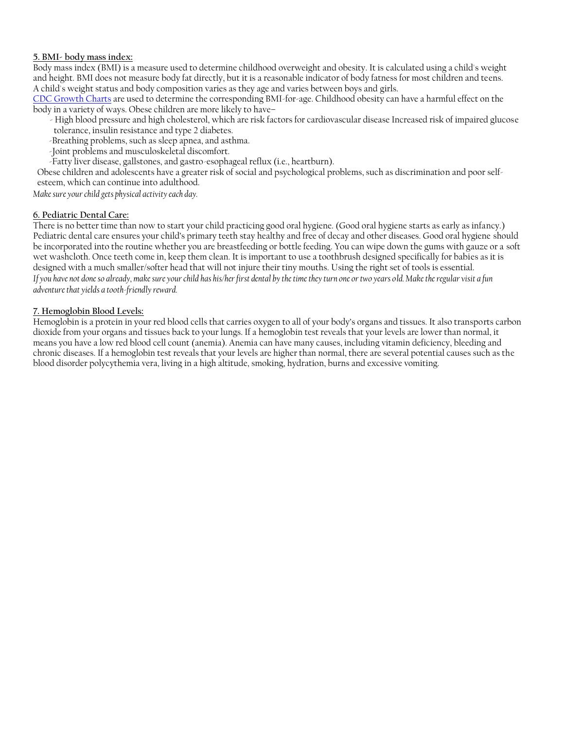**<u>5. BMI- body mass index:</u>**

Body mass index (BMI) is a measure used to determine childhood overweight and obesity. It is calculated using a child's weight and height. BMI does not measure body fat directly, but it is a reasonable indicator of body fatness for most children and teens. A child's weight status and body composition varies as they age and varies between boys and girls.

[CDC Growth Charts] are used to determine the corresponding BMI-for-age. Childhood obesity can have a harmful effect on the body in a variety of ways. Obese children are more likely to have–

- High blood pressure and high cholesterol, which are risk factors for cardiovascular disease Increased risk of impaired glucose tolerance, insulin resistance and type 2 diabetes.
- Breathing problems, such as sleep apnea, and asthma.
- Joint problems and musculoskeletal discomfort.
- Fatty liver disease, gallstones, and gastro-esophageal reflux (i.e., heartburn).

Obese children and adolescents have a greater risk of social and psychological problems, such as discrimination and poor self-esteem, which can continue into adulthood.

*Make sure your child gets physical activity each day.*

**<u>6. Pediatric Dental Care:</u>**

There is no better time than now to start your child practicing good oral hygiene. (Good oral hygiene starts as early as infancy.) Pediatric dental care ensures your child's primary teeth stay healthy and free of decay and other diseases. Good oral hygiene should be incorporated into the routine whether you are breastfeeding or bottle feeding. You can wipe down the gums with gauze or a soft wet washcloth. Once teeth come in, keep them clean. It is important to use a toothbrush designed specifically for babies as it is designed with a much smaller/softer head that will not injure their tiny mouths. Using the right set of tools is essential.

*If you have not done so already, make sure your child has his/her first dental by the time they turn one or two years old. Make the regular visit a fun adventure that yields a tooth-friendly reward.*

**<u>7. Hemoglobin Blood Levels:</u>**

Hemoglobin is a protein in your red blood cells that carries oxygen to all of your body's organs and tissues. It also transports carbon dioxide from your organs and tissues back to your lungs. If a hemoglobin test reveals that your levels are lower than normal, it means you have a low red blood cell count (anemia). Anemia can have many causes, including vitamin deficiency, bleeding and chronic diseases. If a hemoglobin test reveals that your levels are higher than normal, there are several potential causes such as the blood disorder polycythemia vera, living in a high altitude, smoking, hydration, burns and excessive vomiting.